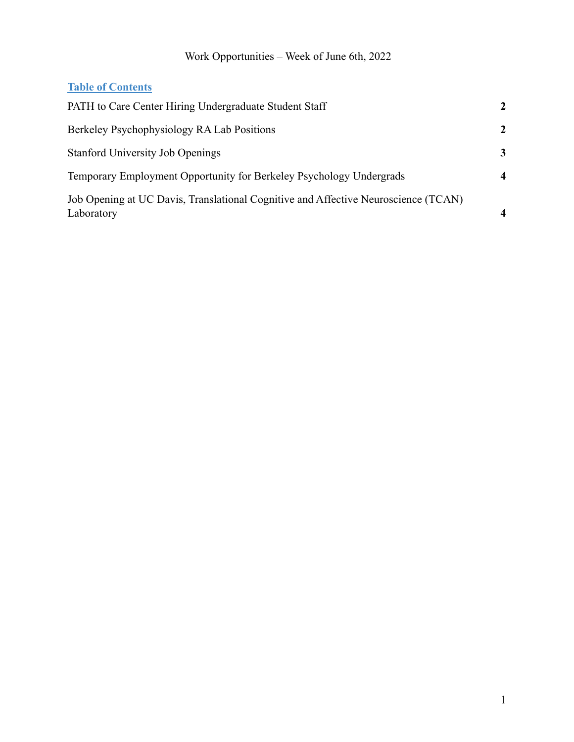Work Opportunities – Week of June 6th, 2022

**Table of Contents**

| | |
|---|---|
| PATH to Care Center Hiring Undergraduate Student Staff | **2** |
| Berkeley Psychophysiology RA Lab Positions | **2** |
| Stanford University Job Openings | **3** |
| Temporary Employment Opportunity for Berkeley Psychology Undergrads | **4** |
| Job Opening at UC Davis, Translational Cognitive and Affective Neuroscience (TCAN) Laboratory | **4** |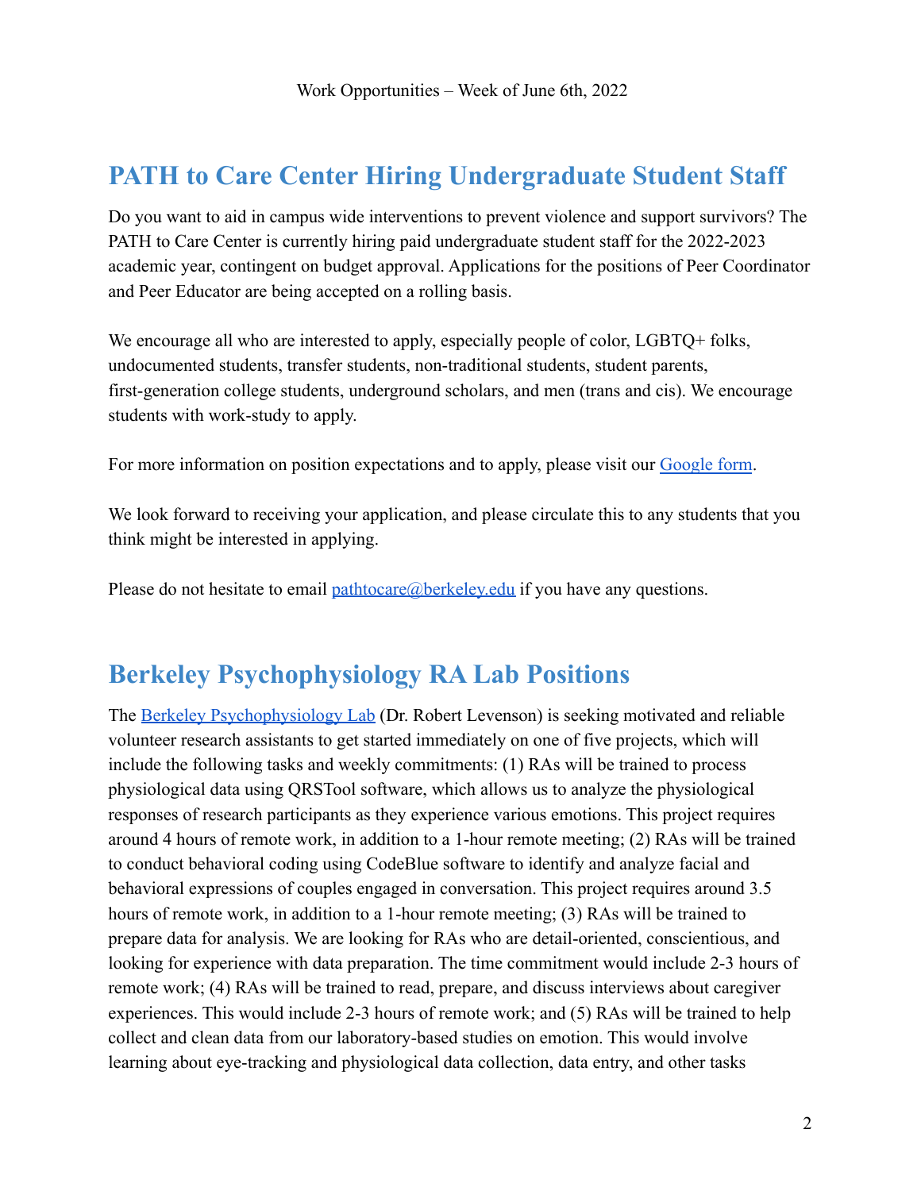Work Opportunities – Week of June 6th, 2022

## PATH to Care Center Hiring Undergraduate Student Staff

Do you want to aid in campus wide interventions to prevent violence and support survivors? The PATH to Care Center is currently hiring paid undergraduate student staff for the 2022-2023 academic year, contingent on budget approval. Applications for the positions of Peer Coordinator and Peer Educator are being accepted on a rolling basis.

We encourage all who are interested to apply, especially people of color, LGBTQ+ folks, undocumented students, transfer students, non-traditional students, student parents, first-generation college students, underground scholars, and men (trans and cis). We encourage students with work-study to apply.

For more information on position expectations and to apply, please visit our Google form.

We look forward to receiving your application, and please circulate this to any students that you think might be interested in applying.

Please do not hesitate to email pathtocare@berkeley.edu if you have any questions.

## Berkeley Psychophysiology RA Lab Positions

The Berkeley Psychophysiology Lab (Dr. Robert Levenson) is seeking motivated and reliable volunteer research assistants to get started immediately on one of five projects, which will include the following tasks and weekly commitments: (1) RAs will be trained to process physiological data using QRSTool software, which allows us to analyze the physiological responses of research participants as they experience various emotions. This project requires around 4 hours of remote work, in addition to a 1-hour remote meeting; (2) RAs will be trained to conduct behavioral coding using CodeBlue software to identify and analyze facial and behavioral expressions of couples engaged in conversation. This project requires around 3.5 hours of remote work, in addition to a 1-hour remote meeting; (3) RAs will be trained to prepare data for analysis. We are looking for RAs who are detail-oriented, conscientious, and looking for experience with data preparation. The time commitment would include 2-3 hours of remote work; (4) RAs will be trained to read, prepare, and discuss interviews about caregiver experiences. This would include 2-3 hours of remote work; and (5) RAs will be trained to help collect and clean data from our laboratory-based studies on emotion. This would involve learning about eye-tracking and physiological data collection, data entry, and other tasks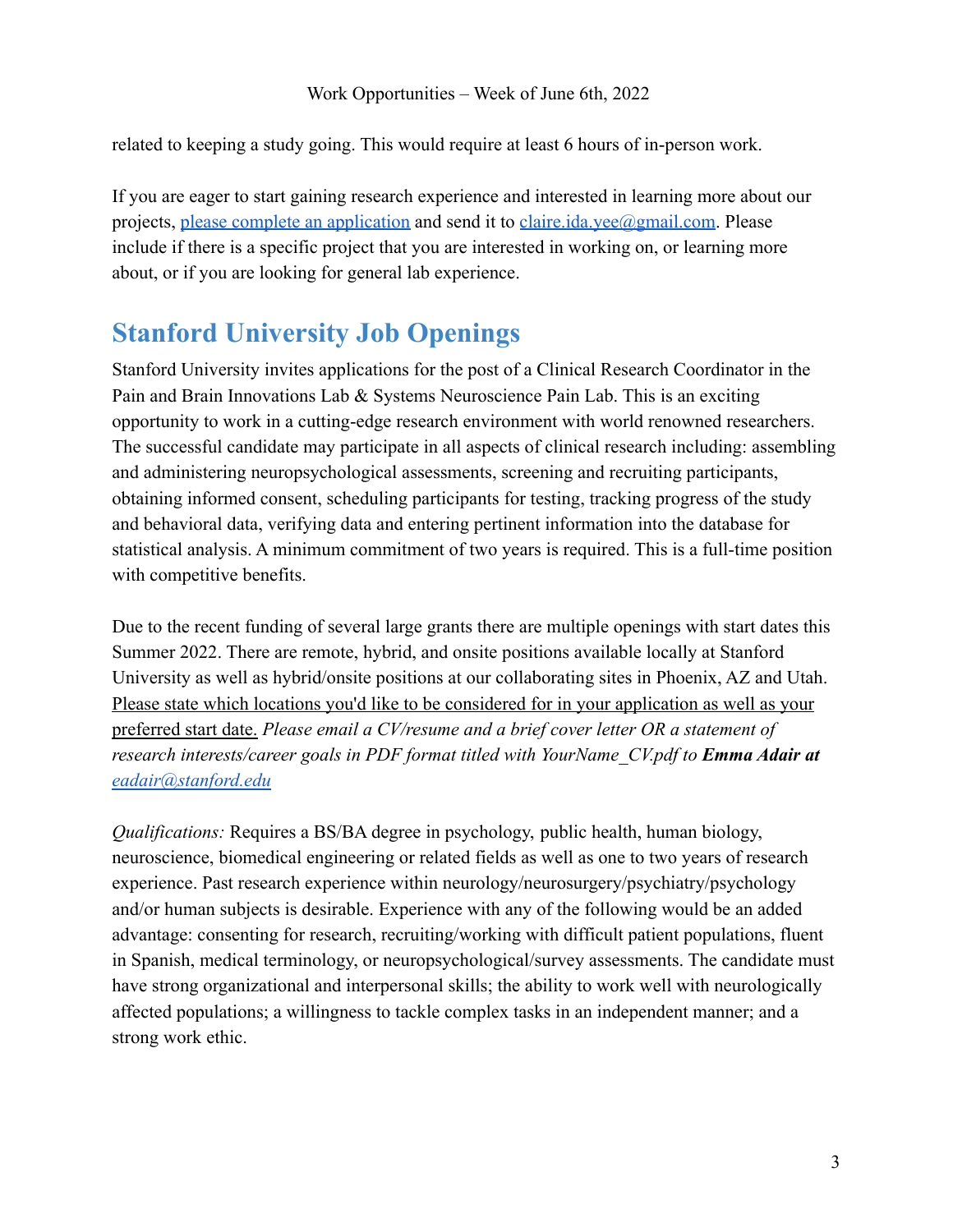related to keeping a study going. This would require at least 6 hours of in-person work.

If you are eager to start gaining research experience and interested in learning more about our projects, please complete an application and send it to claire.ida.yee@gmail.com. Please include if there is a specific project that you are interested in working on, or learning more about, or if you are looking for general lab experience.

## Stanford University Job Openings

Stanford University invites applications for the post of a Clinical Research Coordinator in the Pain and Brain Innovations Lab & Systems Neuroscience Pain Lab. This is an exciting opportunity to work in a cutting-edge research environment with world renowned researchers. The successful candidate may participate in all aspects of clinical research including: assembling and administering neuropsychological assessments, screening and recruiting participants, obtaining informed consent, scheduling participants for testing, tracking progress of the study and behavioral data, verifying data and entering pertinent information into the database for statistical analysis. A minimum commitment of two years is required. This is a full-time position with competitive benefits.

Due to the recent funding of several large grants there are multiple openings with start dates this Summer 2022. There are remote, hybrid, and onsite positions available locally at Stanford University as well as hybrid/onsite positions at our collaborating sites in Phoenix, AZ and Utah. Please state which locations you'd like to be considered for in your application as well as your preferred start date. *Please email a CV/resume and a brief cover letter OR a statement of research interests/career goals in PDF format titled with YourName_CV.pdf to* ***Emma Adair at*** *eadair@stanford.edu*

*Qualifications:* Requires a BS/BA degree in psychology, public health, human biology, neuroscience, biomedical engineering or related fields as well as one to two years of research experience. Past research experience within neurology/neurosurgery/psychiatry/psychology and/or human subjects is desirable. Experience with any of the following would be an added advantage: consenting for research, recruiting/working with difficult patient populations, fluent in Spanish, medical terminology, or neuropsychological/survey assessments. The candidate must have strong organizational and interpersonal skills; the ability to work well with neurologically affected populations; a willingness to tackle complex tasks in an independent manner; and a strong work ethic.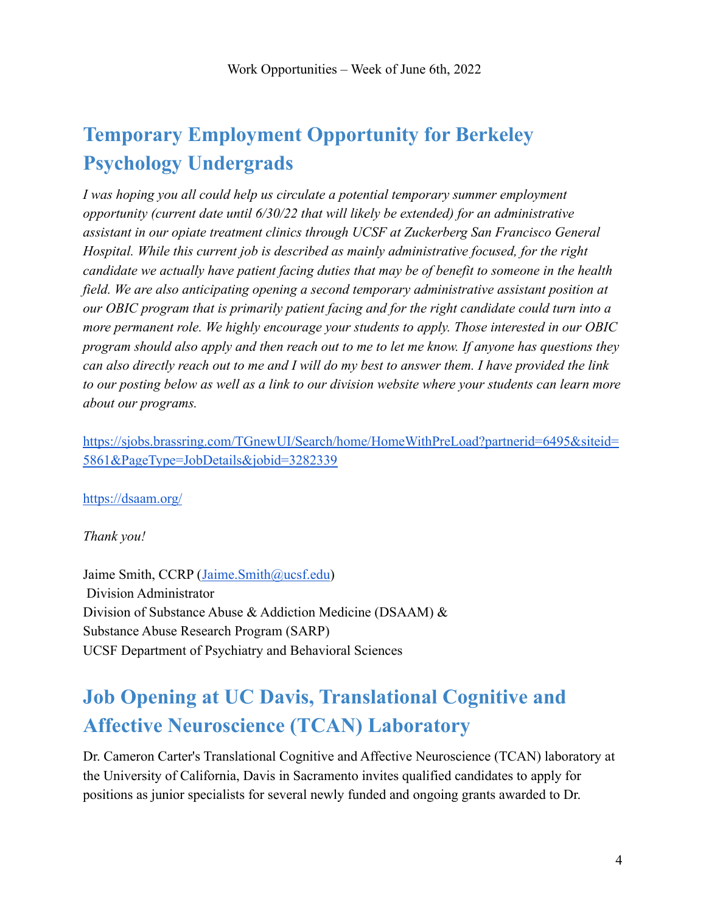Work Opportunities – Week of June 6th, 2022

## Temporary Employment Opportunity for Berkeley Psychology Undergrads

*I was hoping you all could help us circulate a potential temporary summer employment opportunity (current date until 6/30/22 that will likely be extended) for an administrative assistant in our opiate treatment clinics through UCSF at Zuckerberg San Francisco General Hospital. While this current job is described as mainly administrative focused, for the right candidate we actually have patient facing duties that may be of benefit to someone in the health field. We are also anticipating opening a second temporary administrative assistant position at our OBIC program that is primarily patient facing and for the right candidate could turn into a more permanent role. We highly encourage your students to apply. Those interested in our OBIC program should also apply and then reach out to me to let me know. If anyone has questions they can also directly reach out to me and I will do my best to answer them. I have provided the link to our posting below as well as a link to our division website where your students can learn more about our programs.*

https://sjobs.brassring.com/TGnewUI/Search/home/HomeWithPreLoad?partnerid=6495&siteid=5861&PageType=JobDetails&jobid=3282339

https://dsaam.org/

*Thank you!*

Jaime Smith, CCRP (Jaime.Smith@ucsf.edu)
Division Administrator
Division of Substance Abuse & Addiction Medicine (DSAAM) &
Substance Abuse Research Program (SARP)
UCSF Department of Psychiatry and Behavioral Sciences

## Job Opening at UC Davis, Translational Cognitive and Affective Neuroscience (TCAN) Laboratory

Dr. Cameron Carter's Translational Cognitive and Affective Neuroscience (TCAN) laboratory at the University of California, Davis in Sacramento invites qualified candidates to apply for positions as junior specialists for several newly funded and ongoing grants awarded to Dr.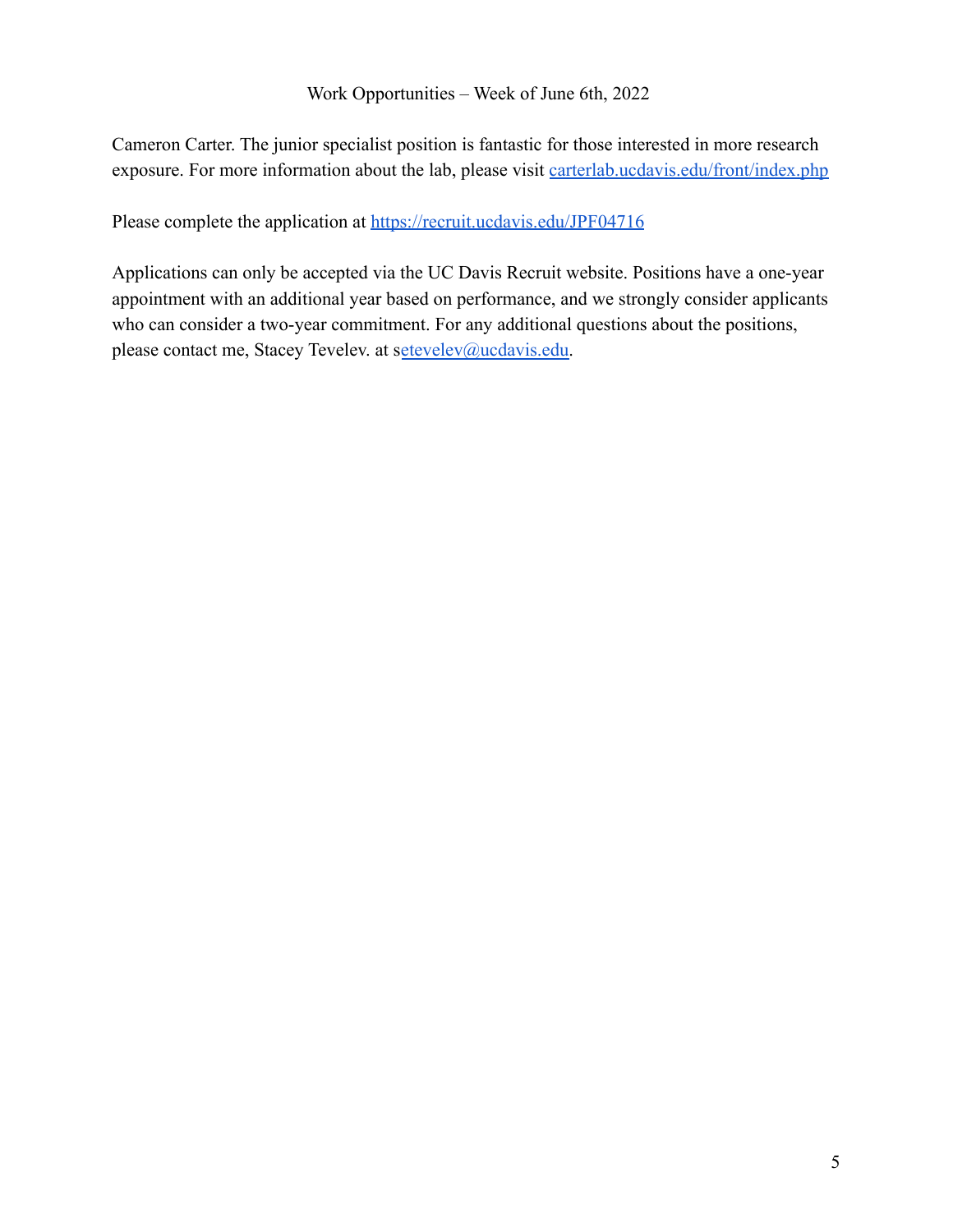Cameron Carter. The junior specialist position is fantastic for those interested in more research exposure. For more information about the lab, please visit [carterlab.ucdavis.edu/front/index.php](carterlab.ucdavis.edu/front/index.php)

Please complete the application at [https://recruit.ucdavis.edu/JPF04716](https://recruit.ucdavis.edu/JPF04716)

Applications can only be accepted via the UC Davis Recruit website. Positions have a one-year appointment with an additional year based on performance, and we strongly consider applicants who can consider a two-year commitment. For any additional questions about the positions, please contact me, Stacey Tevelev. at s[etevelev@ucdavis.edu](mailto:etevelev@ucdavis.edu).